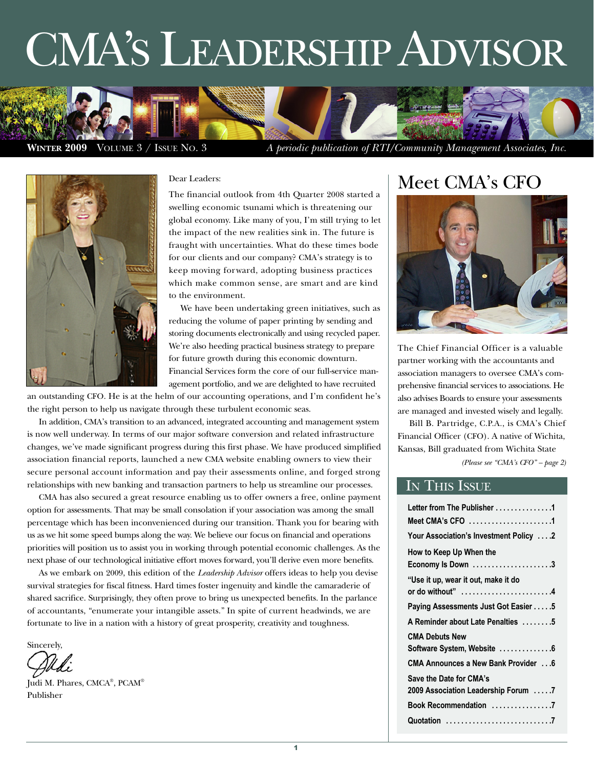# CMA's Leadership Advisor

**Winter 2009** Volume 3 / Issue No. 3 *A periodic publication of RTI/Community Management Associates, Inc.*

Dear Leaders:

The financial outlook from 4th Quarter 2008 started a swelling economic tsunami which is threatening our global economy. Like many of you, I'm still trying to let the impact of the new realities sink in. The future is fraught with uncertainties. What do these times bode for our clients and our company? CMA's strategy is to keep moving forward, adopting business practices which make common sense, are smart and are kind to the environment.

We have been undertaking green initiatives, such as reducing the volume of paper printing by sending and storing documents electronically and using recycled paper. We're also heeding practical business strategy to prepare for future growth during this economic downturn. Financial Services form the core of our full-service management portfolio, and we are delighted to have recruited an outstanding CFO. He is at the helm of our accounting operations, and I'm confident he's the right person to help us navigate through these turbulent economic seas.

In addition, CMA's transition to an advanced, integrated accounting and management system is now well underway. In terms of our major software conversion and related infrastructure changes, we've made significant progress during this first phase. We have produced simplified association financial reports, launched a new CMA website enabling owners to view their secure personal account information and pay their assessments online, and forged strong relationships with new banking and transaction partners to help us streamline our processes.

CMA has also secured a great resource enabling us to offer owners a free, online payment option for assessments. That may be small consolation if your association was among the small percentage which has been inconvenienced during our transition. Thank you for bearing with us as we hit some speed bumps along the way. We believe our focus on financial and operations priorities will position us to assist you in working through potential economic challenges. As the next phase of our technological initiative effort moves forward, you'll derive even more benefits.

As we embark on 2009, this edition of the *Leadership Advisor* offers ideas to help you devise survival strategies for fiscal fitness. Hard times foster ingenuity and kindle the camaraderie of shared sacrifice. Surprisingly, they often prove to bring us unexpected benefits. In the parlance of accountants, "enumerate your intangible assets." In spite of current headwinds, we are fortunate to live in a nation with a history of great prosperity, creativity and toughness.

Sincerely,

Judi M. Phares, CMCA®, PCAM®
Publisher

## Meet CMA's CFO

The Chief Financial Officer is a valuable partner working with the accountants and association managers to oversee CMA's comprehensive financial services to associations. He also advises Boards to ensure your assessments are managed and invested wisely and legally.

Bill B. Partridge, C.P.A., is CMA's Chief Financial Officer (CFO). A native of Wichita, Kansas, Bill graduated from Wichita State

*(Please see "CMA's CFO" – page 2)*

## In This Issue

| | |
|---|---|
| **Letter from The Publisher** | **1** |
| **Meet CMA's CFO** | **1** |
| **Your Association's Investment Policy** | **2** |
| **How to Keep Up When the Economy Is Down** | **3** |
| **"Use it up, wear it out, make it do or do without"** | **4** |
| **Paying Assessments Just Got Easier** | **5** |
| **A Reminder about Late Penalties** | **5** |
| **CMA Debuts New Software System, Website** | **6** |
| **CMA Announces a New Bank Provider** | **6** |
| **Save the Date for CMA's 2009 Association Leadership Forum** | **7** |
| **Book Recommendation** | **7** |
| **Quotation** | **7** |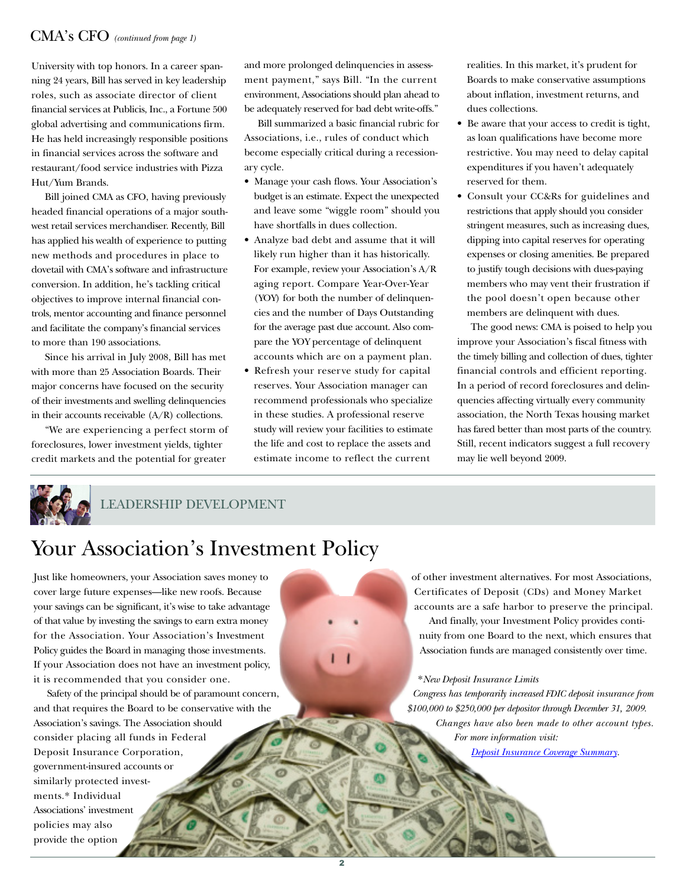## CMA's CFO *(continued from page 1)*

University with top honors. In a career spanning 24 years, Bill has served in key leadership roles, such as associate director of client financial services at Publicis, Inc., a Fortune 500 global advertising and communications firm. He has held increasingly responsible positions in financial services across the software and restaurant/food service industries with Pizza Hut/Yum Brands.

Bill joined CMA as CFO, having previously headed financial operations of a major southwest retail services merchandiser. Recently, Bill has applied his wealth of experience to putting new methods and procedures in place to dovetail with CMA's software and infrastructure conversion. In addition, he's tackling critical objectives to improve internal financial controls, mentor accounting and finance personnel and facilitate the company's financial services to more than 190 associations.

Since his arrival in July 2008, Bill has met with more than 25 Association Boards. Their major concerns have focused on the security of their investments and swelling delinquencies in their accounts receivable (A/R) collections.

"We are experiencing a perfect storm of foreclosures, lower investment yields, tighter credit markets and the potential for greater and more prolonged delinquencies in assessment payment," says Bill. "In the current environment, Associations should plan ahead to be adequately reserved for bad debt write-offs."

Bill summarized a basic financial rubric for Associations, i.e., rules of conduct which become especially critical during a recessionary cycle.

- Manage your cash flows. Your Association's budget is an estimate. Expect the unexpected and leave some "wiggle room" should you have shortfalls in dues collection.
- Analyze bad debt and assume that it will likely run higher than it has historically. For example, review your Association's A/R aging report. Compare Year-Over-Year (YOY) for both the number of delinquencies and the number of Days Outstanding for the average past due account. Also compare the YOY percentage of delinquent accounts which are on a payment plan.
- Refresh your reserve study for capital reserves. Your Association manager can recommend professionals who specialize in these studies. A professional reserve study will review your facilities to estimate the life and cost to replace the assets and estimate income to reflect the current realities. In this market, it's prudent for Boards to make conservative assumptions about inflation, investment returns, and dues collections.
- Be aware that your access to credit is tight, as loan qualifications have become more restrictive. You may need to delay capital expenditures if you haven't adequately reserved for them.
- Consult your CC&Rs for guidelines and restrictions that apply should you consider stringent measures, such as increasing dues, dipping into capital reserves for operating expenses or closing amenities. Be prepared to justify tough decisions with dues-paying members who may vent their frustration if the pool doesn't open because other members are delinquent with dues.

The good news: CMA is poised to help you improve your Association's fiscal fitness with the timely billing and collection of dues, tighter financial controls and efficient reporting. In a period of record foreclosures and delinquencies affecting virtually every community association, the North Texas housing market has fared better than most parts of the country. Still, recent indicators suggest a full recovery may lie well beyond 2009.

LEADERSHIP DEVELOPMENT

# Your Association's Investment Policy

Just like homeowners, your Association saves money to cover large future expenses—like new roofs. Because your savings can be significant, it's wise to take advantage of that value by investing the savings to earn extra money for the Association. Your Association's Investment Policy guides the Board in managing those investments. If your Association does not have an investment policy, it is recommended that you consider one.

Safety of the principal should be of paramount concern, and that requires the Board to be conservative with the Association's savings. The Association should consider placing all funds in Federal Deposit Insurance Corporation, government-insured accounts or similarly protected investments.* Individual Associations' investment policies may also provide the option of other investment alternatives. For most Associations, Certificates of Deposit (CDs) and Money Market accounts are a safe harbor to preserve the principal.

And finally, your Investment Policy provides continuity from one Board to the next, which ensures that Association funds are managed consistently over time.

*\*New Deposit Insurance Limits*

*Congress has temporarily increased FDIC deposit insurance from $100,000 to $250,000 per depositor through December 31, 2009. Changes have also been made to other account types. For more information visit:* [*Deposit Insurance Coverage Summary*].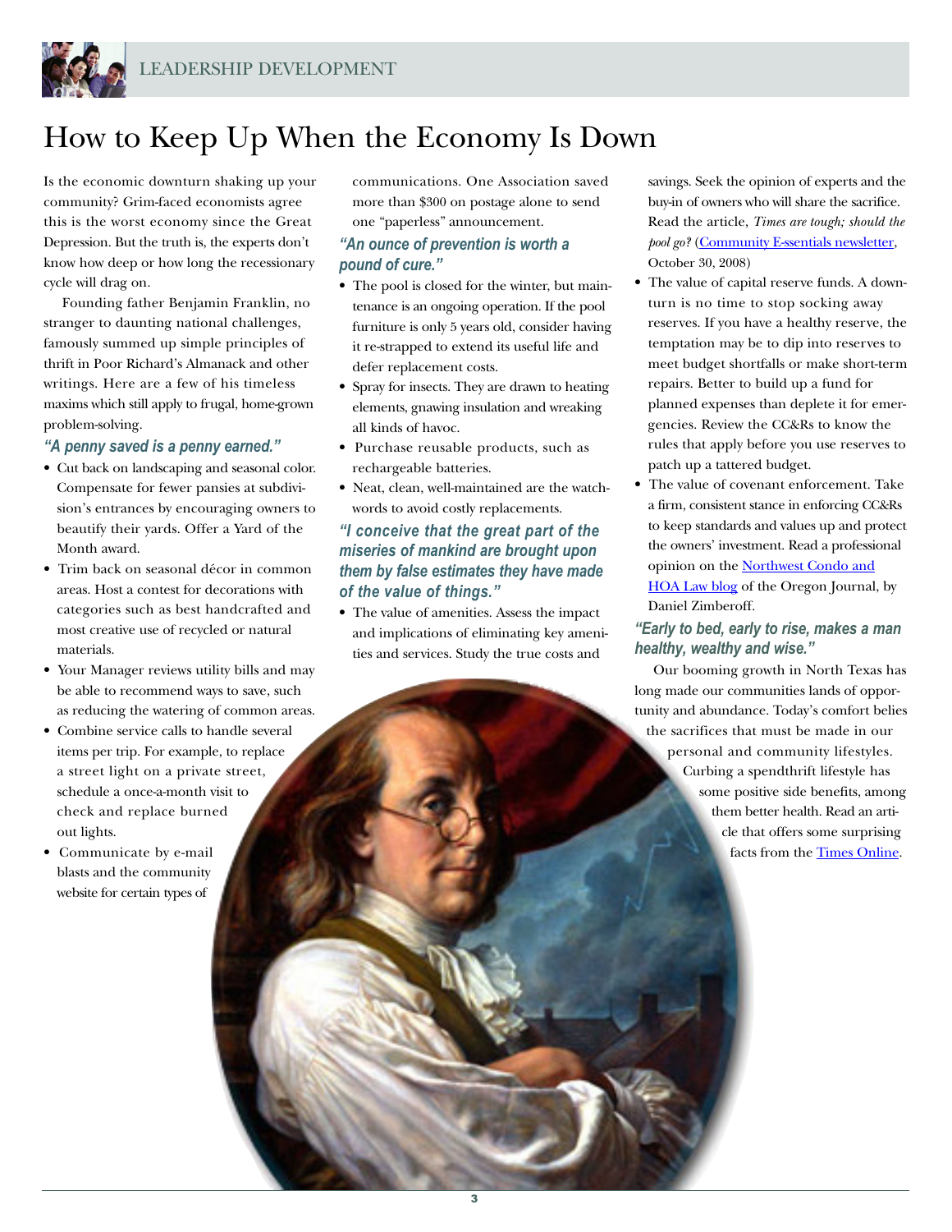# How to Keep Up When the Economy Is Down

Is the economic downturn shaking up your community? Grim-faced economists agree this is the worst economy since the Great Depression. But the truth is, the experts don't know how deep or how long the recessionary cycle will drag on.

Founding father Benjamin Franklin, no stranger to daunting national challenges, famously summed up simple principles of thrift in Poor Richard's Almanack and other writings. Here are a few of his timeless maxims which still apply to frugal, home-grown problem-solving.

### *"A penny saved is a penny earned."*

- Cut back on landscaping and seasonal color. Compensate for fewer pansies at subdivision's entrances by encouraging owners to beautify their yards. Offer a Yard of the Month award.
- Trim back on seasonal décor in common areas. Host a contest for decorations with categories such as best handcrafted and most creative use of recycled or natural materials.
- Your Manager reviews utility bills and may be able to recommend ways to save, such as reducing the watering of common areas.
- Combine service calls to handle several items per trip. For example, to replace a street light on a private street, schedule a once-a-month visit to check and replace burned out lights.
- Communicate by e-mail blasts and the community website for certain types of communications. One Association saved more than $300 on postage alone to send one "paperless" announcement.

### *"An ounce of prevention is worth a pound of cure."*

- The pool is closed for the winter, but maintenance is an ongoing operation. If the pool furniture is only 5 years old, consider having it re-strapped to extend its useful life and defer replacement costs.
- Spray for insects. They are drawn to heating elements, gnawing insulation and wreaking all kinds of havoc.
- Purchase reusable products, such as rechargeable batteries.
- Neat, clean, well-maintained are the watchwords to avoid costly replacements.

### *"I conceive that the great part of the miseries of mankind are brought upon them by false estimates they have made of the value of things."*

- The value of amenities. Assess the impact and implications of eliminating key amenities and services. Study the true costs and savings. Seek the opinion of experts and the buy-in of owners who will share the sacrifice. Read the article, *Times are tough; should the pool go?* (Community E-ssentials newsletter, October 30, 2008)
- The value of capital reserve funds. A downturn is no time to stop socking away reserves. If you have a healthy reserve, the temptation may be to dip into reserves to meet budget shortfalls or make short-term repairs. Better to build up a fund for planned expenses than deplete it for emergencies. Review the CC&Rs to know the rules that apply before you use reserves to patch up a tattered budget.
- The value of covenant enforcement. Take a firm, consistent stance in enforcing CC&Rs to keep standards and values up and protect the owners' investment. Read a professional opinion on the Northwest Condo and HOA Law blog of the Oregon Journal, by Daniel Zimberoff.

### *"Early to bed, early to rise, makes a man healthy, wealthy and wise."*

Our booming growth in North Texas has long made our communities lands of opportunity and abundance. Today's comfort belies the sacrifices that must be made in our personal and community lifestyles. Curbing a spendthrift lifestyle has some positive side benefits, among them better health. Read an article that offers some surprising facts from the Times Online.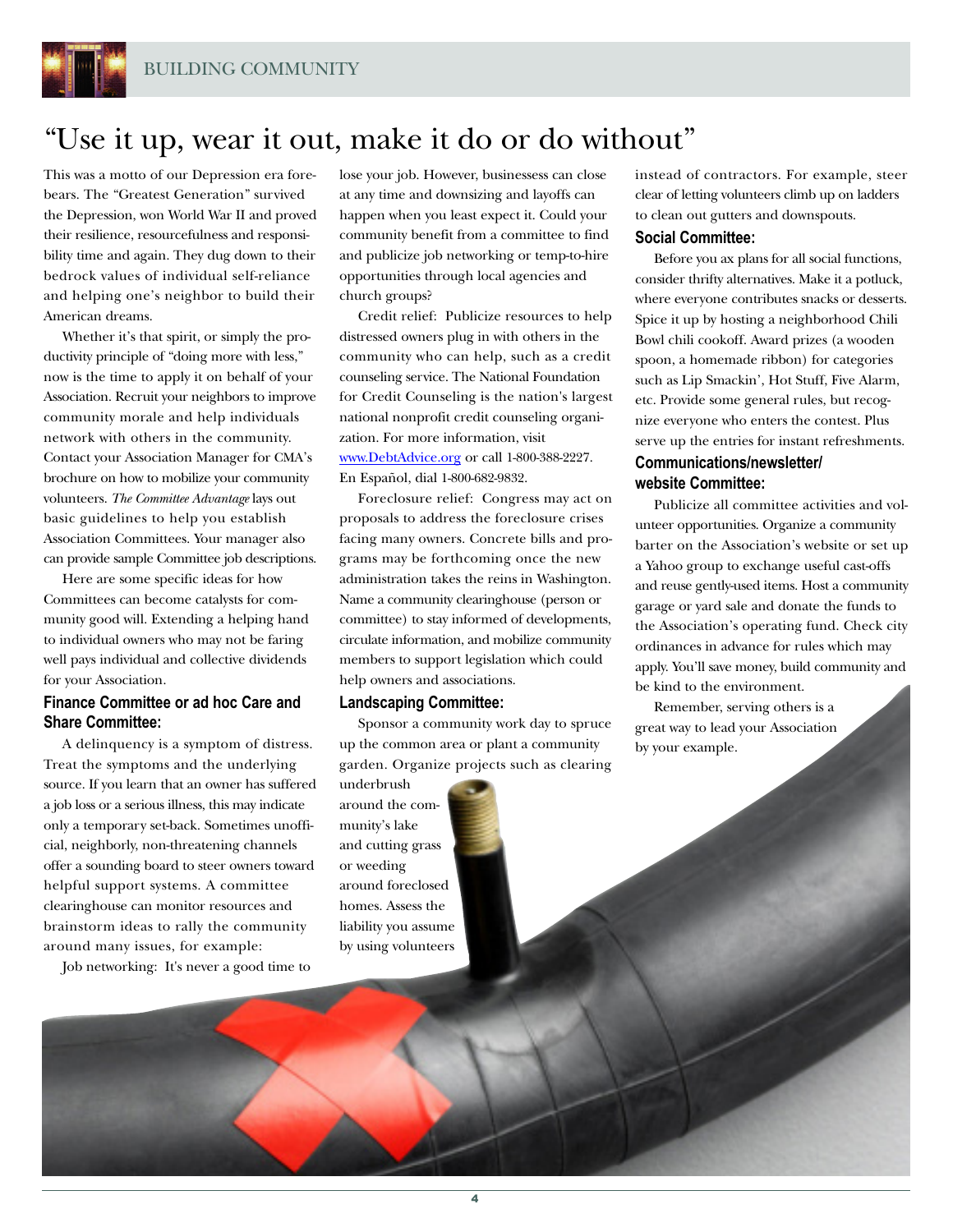# "Use it up, wear it out, make it do or do without"

This was a motto of our Depression era forebears. The "Greatest Generation" survived the Depression, won World War II and proved their resilience, resourcefulness and responsibility time and again. They dug down to their bedrock values of individual self-reliance and helping one's neighbor to build their American dreams.

Whether it's that spirit, or simply the productivity principle of "doing more with less," now is the time to apply it on behalf of your Association. Recruit your neighbors to improve community morale and help individuals network with others in the community. Contact your Association Manager for CMA's brochure on how to mobilize your community volunteers. *The Committee Advantage* lays out basic guidelines to help you establish Association Committees. Your manager also can provide sample Committee job descriptions.

Here are some specific ideas for how Committees can become catalysts for community good will. Extending a helping hand to individual owners who may not be faring well pays individual and collective dividends for your Association.

### Finance Committee or ad hoc Care and Share Committee:

A delinquency is a symptom of distress. Treat the symptoms and the underlying source. If you learn that an owner has suffered a job loss or a serious illness, this may indicate only a temporary set-back. Sometimes unofficial, neighborly, non-threatening channels offer a sounding board to steer owners toward helpful support systems. A committee clearinghouse can monitor resources and brainstorm ideas to rally the community around many issues, for example:

Job networking: It's never a good time to lose your job. However, businessess can close at any time and downsizing and layoffs can happen when you least expect it. Could your community benefit from a committee to find and publicize job networking or temp-to-hire opportunities through local agencies and church groups?

Credit relief: Publicize resources to help distressed owners plug in with others in the community who can help, such as a credit counseling service. The National Foundation for Credit Counseling is the nation's largest national nonprofit credit counseling organization. For more information, visit www.DebtAdvice.org or call 1-800-388-2227. En Español, dial 1-800-682-9832.

Foreclosure relief: Congress may act on proposals to address the foreclosure crises facing many owners. Concrete bills and programs may be forthcoming once the new administration takes the reins in Washington. Name a community clearinghouse (person or committee) to stay informed of developments, circulate information, and mobilize community members to support legislation which could help owners and associations.

### Landscaping Committee:

Sponsor a community work day to spruce up the common area or plant a community garden. Organize projects such as clearing underbrush around the community's lake and cutting grass or weeding around foreclosed homes. Assess the liability you assume by using volunteers instead of contractors. For example, steer clear of letting volunteers climb up on ladders to clean out gutters and downspouts.

### Social Committee:

Before you ax plans for all social functions, consider thrifty alternatives. Make it a potluck, where everyone contributes snacks or desserts. Spice it up by hosting a neighborhood Chili Bowl chili cookoff. Award prizes (a wooden spoon, a homemade ribbon) for categories such as Lip Smackin', Hot Stuff, Five Alarm, etc. Provide some general rules, but recognize everyone who enters the contest. Plus serve up the entries for instant refreshments.

### Communications/newsletter/ website Committee:

Publicize all committee activities and volunteer opportunities. Organize a community barter on the Association's website or set up a Yahoo group to exchange useful cast-offs and reuse gently-used items. Host a community garage or yard sale and donate the funds to the Association's operating fund. Check city ordinances in advance for rules which may apply. You'll save money, build community and be kind to the environment.

Remember, serving others is a great way to lead your Association by your example.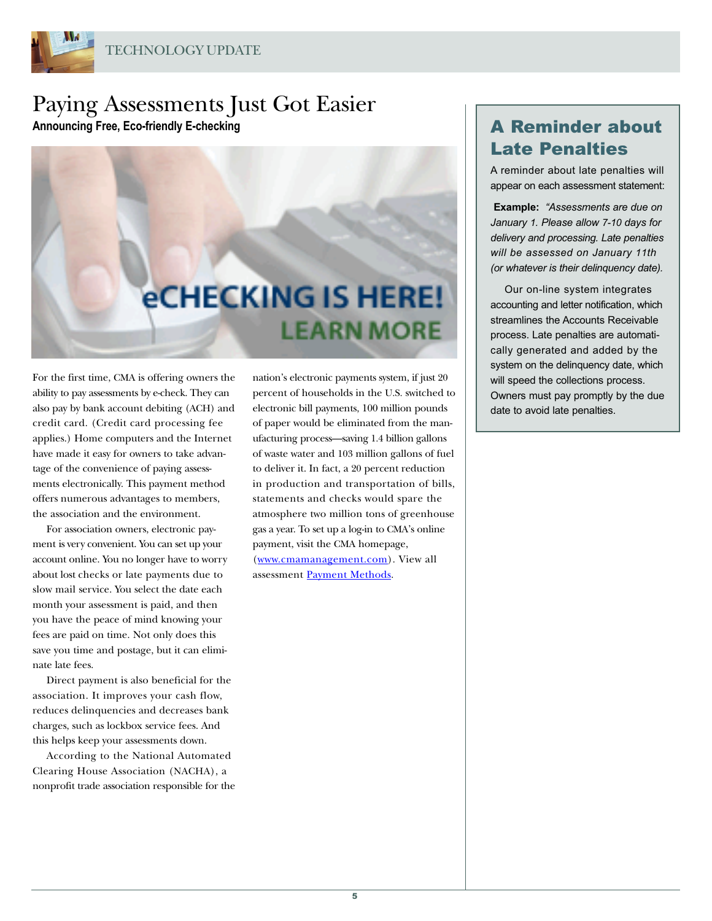TECHNOLOGY UPDATE

# Paying Assessments Just Got Easier

**Announcing Free, Eco-friendly E-checking**

eCHECKING IS HERE! LEARN MORE

For the first time, CMA is offering owners the ability to pay assessments by e-check. They can also pay by bank account debiting (ACH) and credit card. (Credit card processing fee applies.) Home computers and the Internet have made it easy for owners to take advantage of the convenience of paying assessments electronically. This payment method offers numerous advantages to members, the association and the environment.

For association owners, electronic payment is very convenient. You can set up your account online. You no longer have to worry about lost checks or late payments due to slow mail service. You select the date each month your assessment is paid, and then you have the peace of mind knowing your fees are paid on time. Not only does this save you time and postage, but it can eliminate late fees.

Direct payment is also beneficial for the association. It improves your cash flow, reduces delinquencies and decreases bank charges, such as lockbox service fees. And this helps keep your assessments down.

According to the National Automated Clearing House Association (NACHA), a nonprofit trade association responsible for the nation's electronic payments system, if just 20 percent of households in the U.S. switched to electronic bill payments, 100 million pounds of paper would be eliminated from the manufacturing process—saving 1.4 billion gallons of waste water and 103 million gallons of fuel to deliver it. In fact, a 20 percent reduction in production and transportation of bills, statements and checks would spare the atmosphere two million tons of greenhouse gas a year. To set up a log-in to CMA's online payment, visit the CMA homepage, (www.cmamanagement.com). View all assessment Payment Methods.

## A Reminder about Late Penalties

A reminder about late penalties will appear on each assessment statement:

**Example:** *"Assessments are due on January 1. Please allow 7-10 days for delivery and processing. Late penalties will be assessed on January 11th (or whatever is their delinquency date).*

Our on-line system integrates accounting and letter notification, which streamlines the Accounts Receivable process. Late penalties are automatically generated and added by the system on the delinquency date, which will speed the collections process. Owners must pay promptly by the due date to avoid late penalties.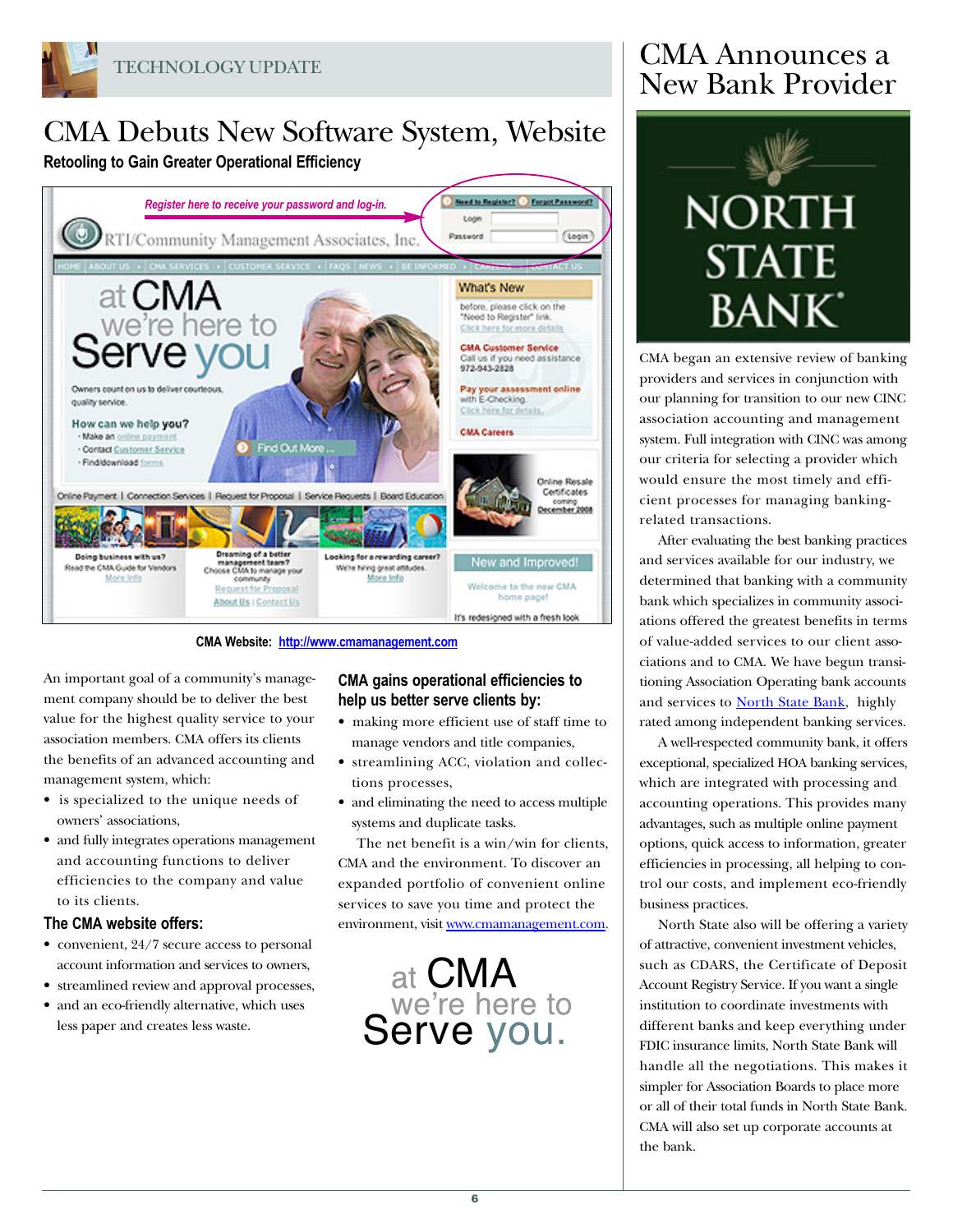TECHNOLOGY UPDATE

# CMA Debuts New Software System, Website

**Retooling to Gain Greater Operational Efficiency**

**CMA Website: http://www.cmamanagement.com**

An important goal of a community's management company should be to deliver the best value for the highest quality service to your association members. CMA offers its clients the benefits of an advanced accounting and management system, which:

- is specialized to the unique needs of owners' associations,
- and fully integrates operations management and accounting functions to deliver efficiencies to the company and value to its clients.

### The CMA website offers:

- convenient, 24/7 secure access to personal account information and services to owners,
- streamlined review and approval processes,
- and an eco-friendly alternative, which uses less paper and creates less waste.

### CMA gains operational efficiencies to help us better serve clients by:

- making more efficient use of staff time to manage vendors and title companies,
- streamlining ACC, violation and collections processes,
- and eliminating the need to access multiple systems and duplicate tasks.

The net benefit is a win/win for clients, CMA and the environment. To discover an expanded portfolio of convenient online services to save you time and protect the environment, visit www.cmamanagement.com.

at CMA we're here to Serve you.

# CMA Announces a New Bank Provider

NORTH STATE BANK®

CMA began an extensive review of banking providers and services in conjunction with our planning for transition to our new CINC association accounting and management system. Full integration with CINC was among our criteria for selecting a provider which would ensure the most timely and efficient processes for managing banking-related transactions.

After evaluating the best banking practices and services available for our industry, we determined that banking with a community bank which specializes in community associations offered the greatest benefits in terms of value-added services to our client associations and to CMA. We have begun transitioning Association Operating bank accounts and services to North State Bank, highly rated among independent banking services.

A well-respected community bank, it offers exceptional, specialized HOA banking services, which are integrated with processing and accounting operations. This provides many advantages, such as multiple online payment options, quick access to information, greater efficiencies in processing, all helping to control our costs, and implement eco-friendly business practices.

North State also will be offering a variety of attractive, convenient investment vehicles, such as CDARS, the Certificate of Deposit Account Registry Service. If you want a single institution to coordinate investments with different banks and keep everything under FDIC insurance limits, North State Bank will handle all the negotiations. This makes it simpler for Association Boards to place more or all of their total funds in North State Bank. CMA will also set up corporate accounts at the bank.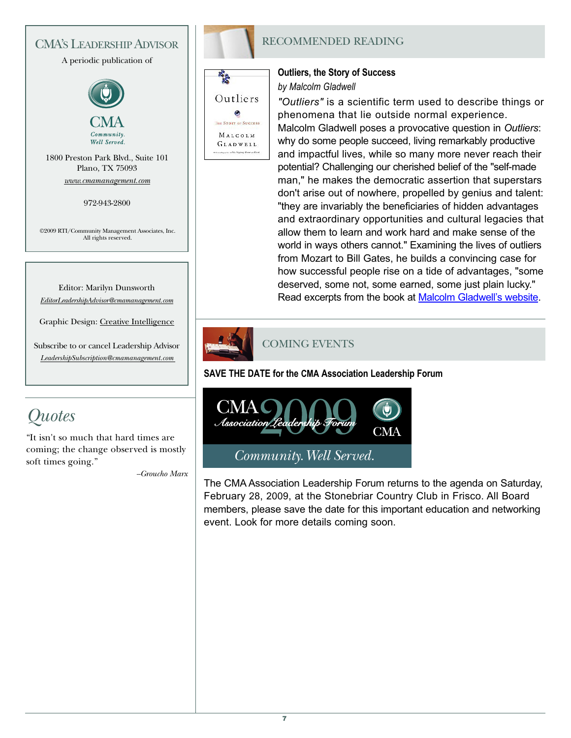## CMA's Leadership Advisor

A periodic publication of

CMA
Community. Well Served.

1800 Preston Park Blvd., Suite 101
Plano, TX 75093

www.cmamanagement.com

972-943-2800

©2009 RTI/Community Management Associates, Inc.
All rights reserved.

Editor: Marilyn Dunsworth
EditorLeadershipAdvisor@cmamanagement.com

Graphic Design: Creative Intelligence

Subscribe to or cancel Leadership Advisor
LeadershipSubscription@cmamanagement.com

## *Quotes*

"It isn't so much that hard times are coming; the change observed is mostly soft times going."

*–Groucho Marx*

## RECOMMENDED READING

**Outliers, the Story of Success**

*by Malcolm Gladwell*

*"Outliers"* is a scientific term used to describe things or phenomena that lie outside normal experience. Malcolm Gladwell poses a provocative question in *Outliers*: why do some people succeed, living remarkably productive and impactful lives, while so many more never reach their potential? Challenging our cherished belief of the "self-made man," he makes the democratic assertion that superstars don't arise out of nowhere, propelled by genius and talent: "they are invariably the beneficiaries of hidden advantages and extraordinary opportunities and cultural legacies that allow them to learn and work hard and make sense of the world in ways others cannot." Examining the lives of outliers from Mozart to Bill Gates, he builds a convincing case for how successful people rise on a tide of advantages, "some deserved, some not, some earned, some just plain lucky." Read excerpts from the book at Malcolm Gladwell's website.

## COMING EVENTS

**SAVE THE DATE for the CMA Association Leadership Forum**

CMA 2009 Association Leadership Forum
CMA
Community. Well Served.

The CMA Association Leadership Forum returns to the agenda on Saturday, February 28, 2009, at the Stonebriar Country Club in Frisco. All Board members, please save the date for this important education and networking event. Look for more details coming soon.